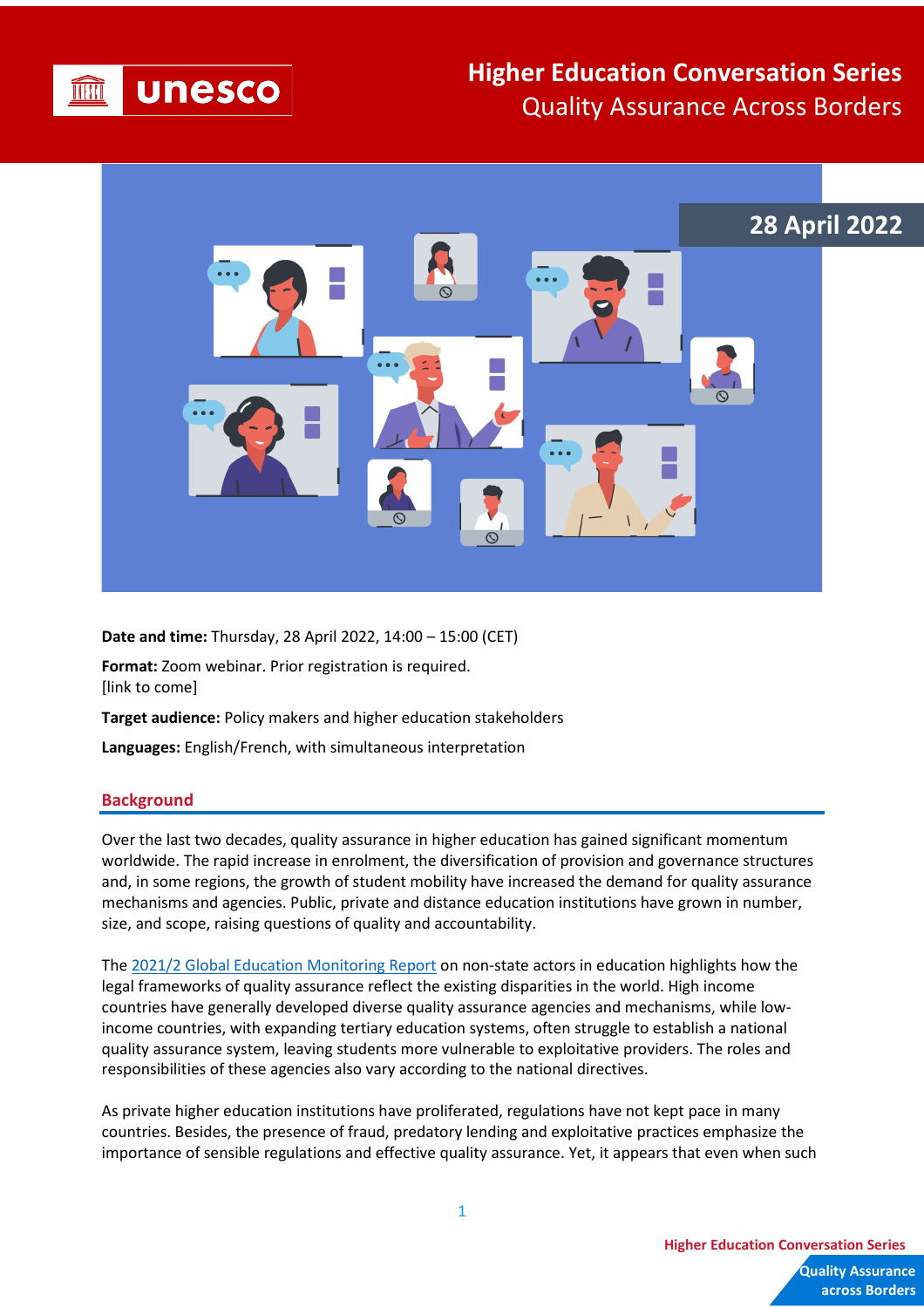# Higher Education Conversation Series
## Quality Assurance Across Borders

28 April 2022

**Date and time:** Thursday, 28 April 2022, 14:00 – 15:00 (CET)

**Format:** Zoom webinar. Prior registration is required.
[link to come]

**Target audience:** Policy makers and higher education stakeholders

**Languages:** English/French, with simultaneous interpretation

## Background

Over the last two decades, quality assurance in higher education has gained significant momentum worldwide. The rapid increase in enrolment, the diversification of provision and governance structures and, in some regions, the growth of student mobility have increased the demand for quality assurance mechanisms and agencies. Public, private and distance education institutions have grown in number, size, and scope, raising questions of quality and accountability.

The 2021/2 Global Education Monitoring Report on non-state actors in education highlights how the legal frameworks of quality assurance reflect the existing disparities in the world. High income countries have generally developed diverse quality assurance agencies and mechanisms, while low-income countries, with expanding tertiary education systems, often struggle to establish a national quality assurance system, leaving students more vulnerable to exploitative providers. The roles and responsibilities of these agencies also vary according to the national directives.

As private higher education institutions have proliferated, regulations have not kept pace in many countries. Besides, the presence of fraud, predatory lending and exploitative practices emphasize the importance of sensible regulations and effective quality assurance. Yet, it appears that even when such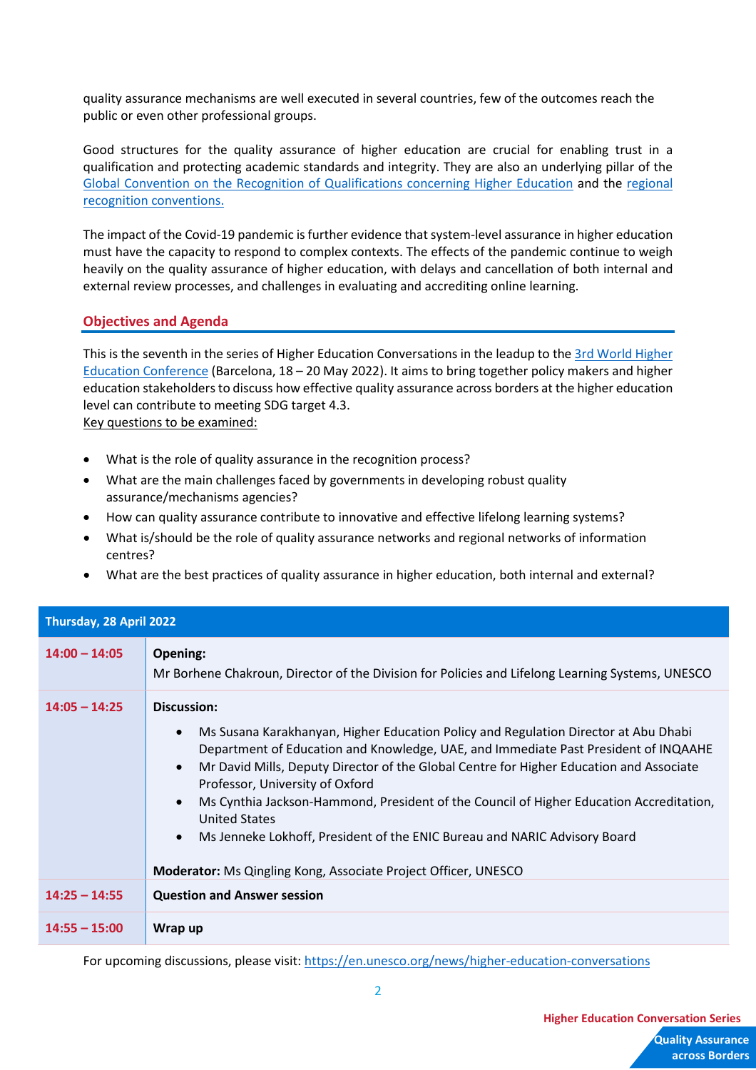quality assurance mechanisms are well executed in several countries, few of the outcomes reach the public or even other professional groups.

Good structures for the quality assurance of higher education are crucial for enabling trust in a qualification and protecting academic standards and integrity. They are also an underlying pillar of the Global Convention on the Recognition of Qualifications concerning Higher Education and the regional recognition conventions.

The impact of the Covid-19 pandemic is further evidence that system-level assurance in higher education must have the capacity to respond to complex contexts. The effects of the pandemic continue to weigh heavily on the quality assurance of higher education, with delays and cancellation of both internal and external review processes, and challenges in evaluating and accrediting online learning.

## Objectives and Agenda

This is the seventh in the series of Higher Education Conversations in the leadup to the 3rd World Higher Education Conference (Barcelona, 18 – 20 May 2022). It aims to bring together policy makers and higher education stakeholders to discuss how effective quality assurance across borders at the higher education level can contribute to meeting SDG target 4.3.

Key questions to be examined:

- What is the role of quality assurance in the recognition process?
- What are the main challenges faced by governments in developing robust quality assurance/mechanisms agencies?
- How can quality assurance contribute to innovative and effective lifelong learning systems?
- What is/should be the role of quality assurance networks and regional networks of information centres?
- What are the best practices of quality assurance in higher education, both internal and external?

| Thursday, 28 April 2022 | |
|---|---|
| 14:00 – 14:05 | **Opening:** Mr Borhene Chakroun, Director of the Division for Policies and Lifelong Learning Systems, UNESCO |
| 14:05 – 14:25 | **Discussion:** • Ms Susana Karakhanyan, Higher Education Policy and Regulation Director at Abu Dhabi Department of Education and Knowledge, UAE, and Immediate Past President of INQAAHE • Mr David Mills, Deputy Director of the Global Centre for Higher Education and Associate Professor, University of Oxford • Ms Cynthia Jackson-Hammond, President of the Council of Higher Education Accreditation, United States • Ms Jenneke Lokhoff, President of the ENIC Bureau and NARIC Advisory Board **Moderator:** Ms Qingling Kong, Associate Project Officer, UNESCO |
| 14:25 – 14:55 | **Question and Answer session** |
| 14:55 – 15:00 | **Wrap up** |

For upcoming discussions, please visit: https://en.unesco.org/news/higher-education-conversations